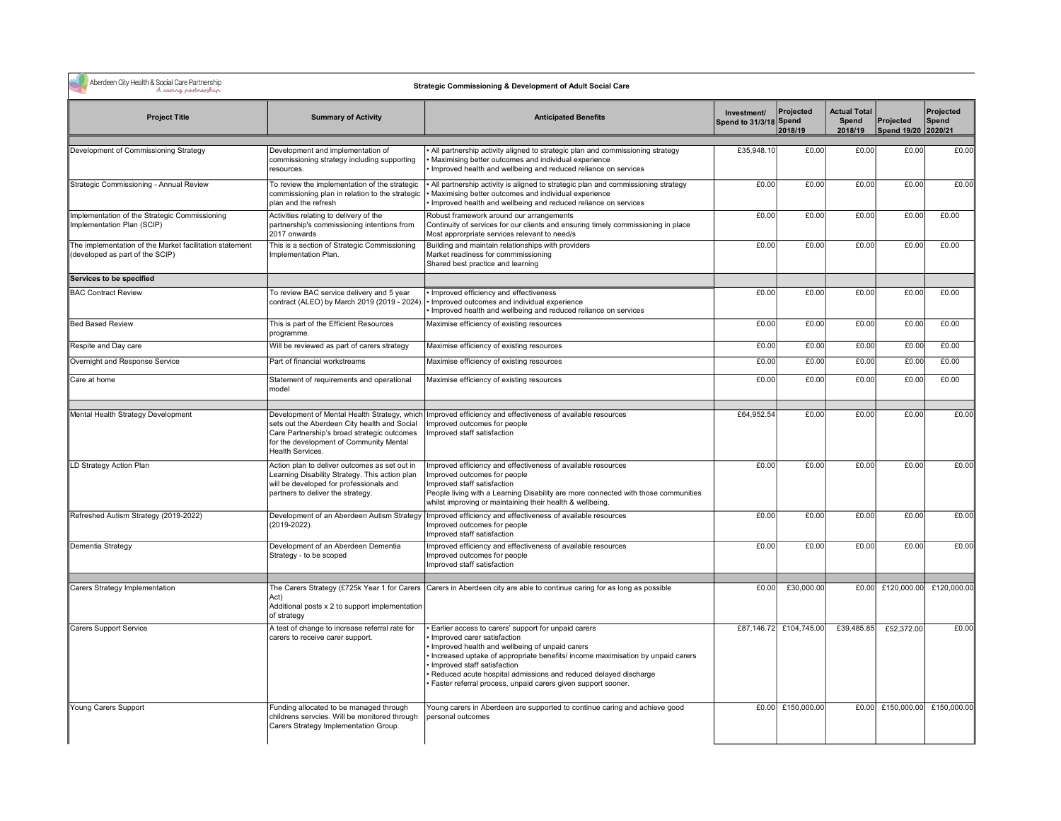## Strategic Commissioning & Development of Adult Social Care

| Project Title | Summary of Activity | Anticipated Benefits | Investment/ Spend to 31/3/18 | Projected Spend 2018/19 | Actual Total Spend 2018/19 | Projected Spend 19/20 | Projected Spend 2020/21 |
|---|---|---|---|---|---|---|---|
| Development of Commissioning Strategy | Development and implementation of commissioning strategy including supporting resources. | • All partnership activity aligned to strategic plan and commissioning strategy<br>• Maximising better outcomes and individual experience<br>• Improved health and wellbeing and reduced reliance on services | £35,948.10 | £0.00 | £0.00 | £0.00 | £0.00 |
| Strategic Commissioning - Annual Review | To review the implementation of the strategic commissioning plan in relation to the strategic plan and the refresh | • All partnership activity is aligned to strategic plan and commissioning strategy<br>• Maximising better outcomes and individual experience<br>• Improved health and wellbeing and reduced reliance on services | £0.00 | £0.00 | £0.00 | £0.00 | £0.00 |
| Implementation of the Strategic Commissioning Implementation Plan (SCIP) | Activities relating to delivery of the partnership's commissioning intentions from 2017 onwards | Robust framework around our arrangements<br>Continuity of services for our clients and ensuring timely commissioning in place<br>Most approrpriate services relevant to need/s | £0.00 | £0.00 | £0.00 | £0.00 | £0.00 |
| The implementation of the Market facilitation statement (developed as part of the SCIP) | This is a section of Strategic Commissioning Implementation Plan. | Building and maintain relationships with providers<br>Market readiness for commmissioning<br>Shared best practice and learning | £0.00 | £0.00 | £0.00 | £0.00 | £0.00 |
| **Services to be specified** | | | | | | | |
| BAC Contract Review | To review BAC service delivery and 5 year contract (ALEO) by March 2019 (2019 - 2024). | • Improved efficiency and effectiveness<br>• Improved outcomes and individual experience<br>• Improved health and wellbeing and reduced reliance on services | £0.00 | £0.00 | £0.00 | £0.00 | £0.00 |
| Bed Based Review | This is part of the Efficient Resources programme. | Maximise efficiency of existing resources | £0.00 | £0.00 | £0.00 | £0.00 | £0.00 |
| Respite and Day care | Will be reviewed as part of carers strategy | Maximise efficiency of existing resources | £0.00 | £0.00 | £0.00 | £0.00 | £0.00 |
| Overnight and Response Service | Part of financial workstreams | Maximise efficiency of existing resources | £0.00 | £0.00 | £0.00 | £0.00 | £0.00 |
| Care at home | Statement of requirements and operational model | Maximise efficiency of existing resources | £0.00 | £0.00 | £0.00 | £0.00 | £0.00 |
| | | | | | | | |
| Mental Health Strategy Development | Development of Mental Health Strategy, which sets out the Aberdeen City health and Social Care Partnership's broad strategic outcomes for the development of Community Mental Health Services. | Improved efficiency and effectiveness of available resources<br>Improved outcomes for people<br>Improved staff satisfaction | £64,952.54 | £0.00 | £0.00 | £0.00 | £0.00 |
| LD Strategy Action Plan | Action plan to deliver outcomes as set out in Learning Disability Strategy. This action plan will be developed for professionals and partners to deliver the strategy. | Improved efficiency and effectiveness of available resources<br>Improved outcomes for people<br>Improved staff satisfaction<br>People living with a Learning Disability are more connected with those communities whilst improving or maintaining their health & wellbeing. | £0.00 | £0.00 | £0.00 | £0.00 | £0.00 |
| Refreshed Autism Strategy (2019-2022) | Development of an Aberdeen Autism Strategy (2019-2022). | Improved efficiency and effectiveness of available resources<br>Improved outcomes for people<br>Improved staff satisfaction | £0.00 | £0.00 | £0.00 | £0.00 | £0.00 |
| Dementia Strategy | Development of an Aberdeen Dementia Strategy - to be scoped | Improved efficiency and effectiveness of available resources<br>Improved outcomes for people<br>Improved staff satisfaction | £0.00 | £0.00 | £0.00 | £0.00 | £0.00 |
| | | | | | | | |
| Carers Strategy Implementation | The Carers Strategy (£725k Year 1 for Carers Act)<br>Additional posts x 2 to support implementation of strategy | Carers in Aberdeen city are able to continue caring for as long as possible | £0.00 | £30,000.00 | £0.00 | £120,000.00 | £120,000.00 |
| Carers Support Service | A test of change to increase referral rate for carers to receive carer support. | • Earlier access to carers' support for unpaid carers<br>• Improved carer satisfaction<br>• Improved health and wellbeing of unpaid carers<br>• Increased uptake of appropriate benefits/ income maximisation by unpaid carers<br>• Improved staff satisfaction<br>• Reduced acute hospital admissions and reduced delayed discharge<br>• Faster referral process, unpaid carers given support sooner. | £87,146.72 | £104,745.00 | £39,485.85 | £52,372.00 | £0.00 |
| Young Carers Support | Funding allocated to be managed through childrens servcies. Will be monitored through Carers Strategy Implementation Group. | Young carers in Aberdeen are supported to continue caring and achieve good personal outcomes | £0.00 | £150,000.00 | £0.00 | £150,000.00 | £150,000.00 |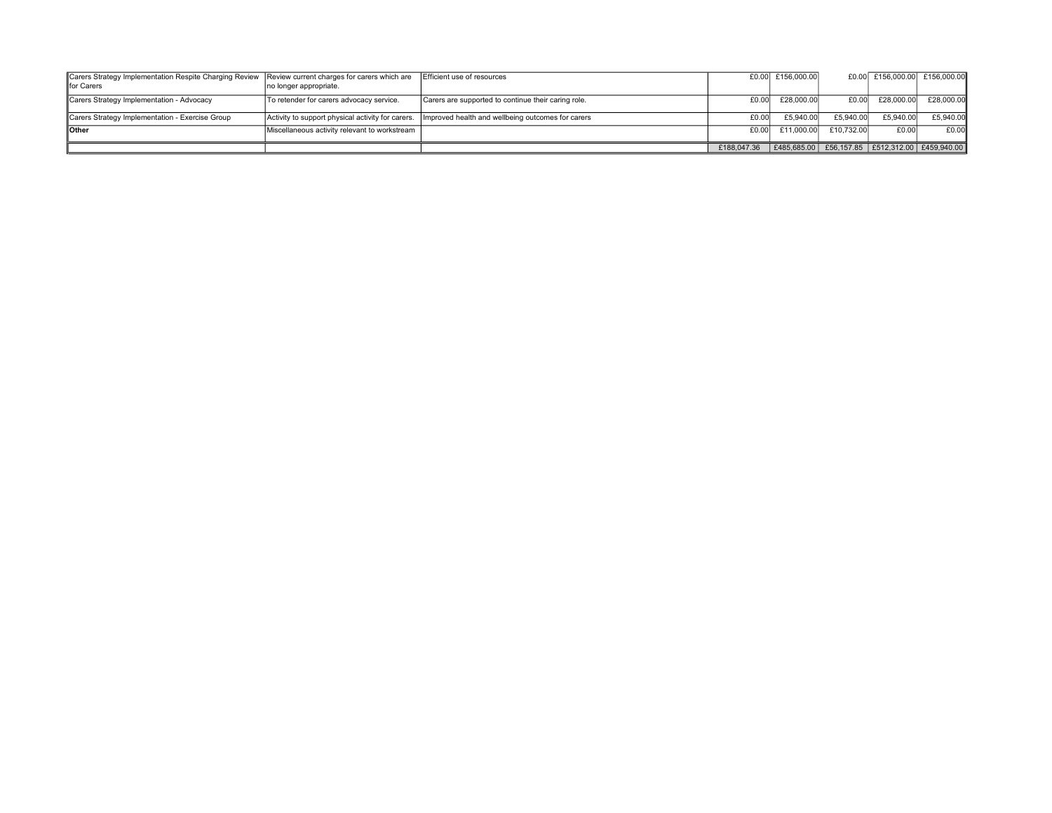| | | | | | | | |
|---|---|---|---|---|---|---|---|
| Carers Strategy Implementation Respite Charging Review for Carers | Review current charges for carers which are no longer appropriate. | Efficient use of resources | £0.00 | £156,000.00 | £0.00 | £156,000.00 | £156,000.00 |
| Carers Strategy Implementation - Advocacy | To retender for carers advocacy service. | Carers are supported to continue their caring role. | £0.00 | £28,000.00 | £0.00 | £28,000.00 | £28,000.00 |
| Carers Strategy Implementation - Exercise Group | Activity to support physical activity for carers. | Improved health and wellbeing outcomes for carers | £0.00 | £5,940.00 | £5,940.00 | £5,940.00 | £5,940.00 |
| **Other** | Miscellaneous activity relevant to workstream | | £0.00 | £11,000.00 | £10,732.00 | £0.00 | £0.00 |
| | | | £188,047.36 | £485,685.00 | £56,157.85 | £512,312.00 | £459,940.00 |